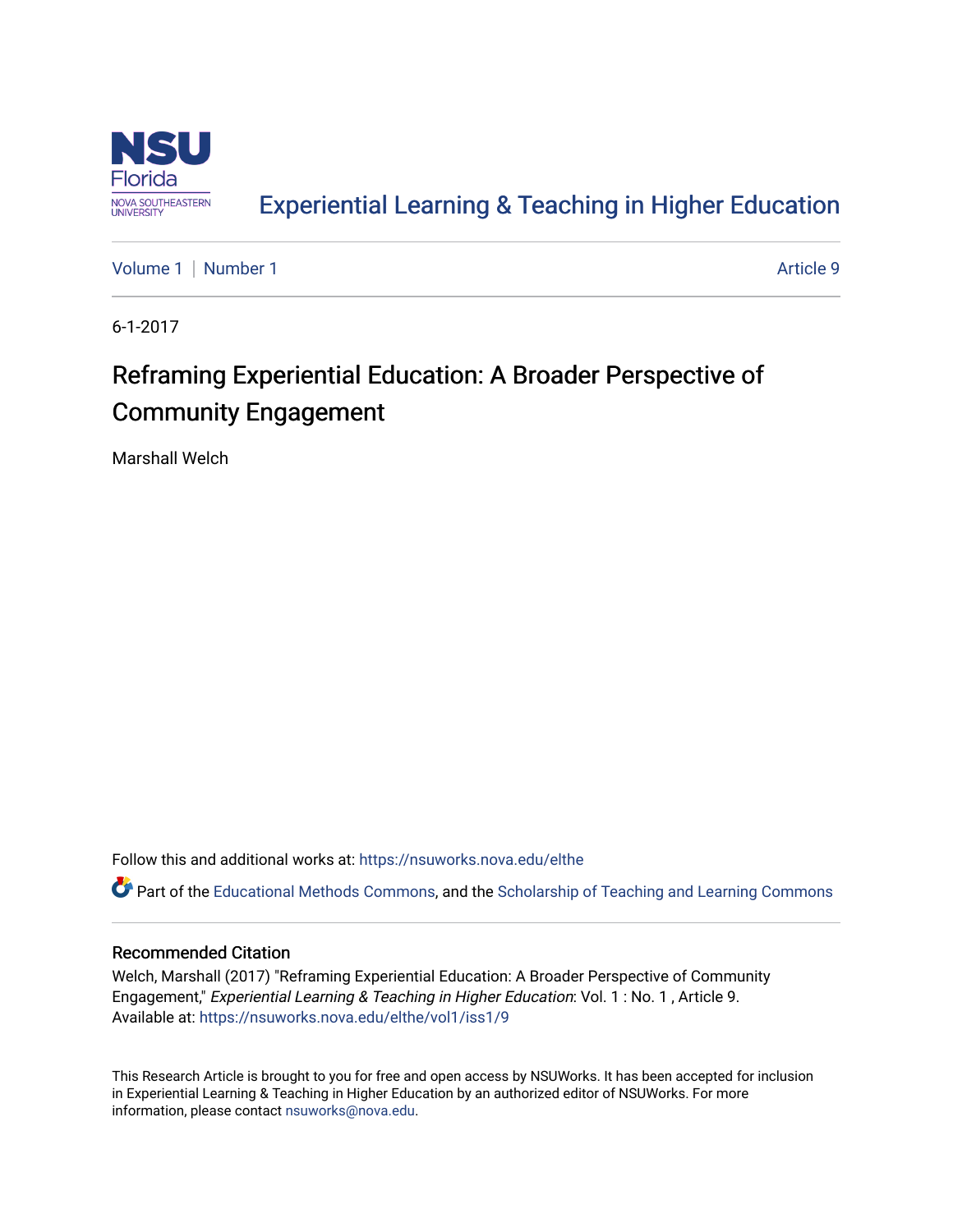Experiential Learning & Teaching in Higher Education

Volume 1 | Number 1 | Article 9

6-1-2017

# Reframing Experiential Education: A Broader Perspective of Community Engagement

Marshall Welch

Follow this and additional works at: https://nsuworks.nova.edu/elthe

Part of the Educational Methods Commons, and the Scholarship of Teaching and Learning Commons

## Recommended Citation

Welch, Marshall (2017) "Reframing Experiential Education: A Broader Perspective of Community Engagement," *Experiential Learning & Teaching in Higher Education*: Vol. 1 : No. 1 , Article 9.
Available at: https://nsuworks.nova.edu/elthe/vol1/iss1/9

This Research Article is brought to you for free and open access by NSUWorks. It has been accepted for inclusion in Experiential Learning & Teaching in Higher Education by an authorized editor of NSUWorks. For more information, please contact nsuworks@nova.edu.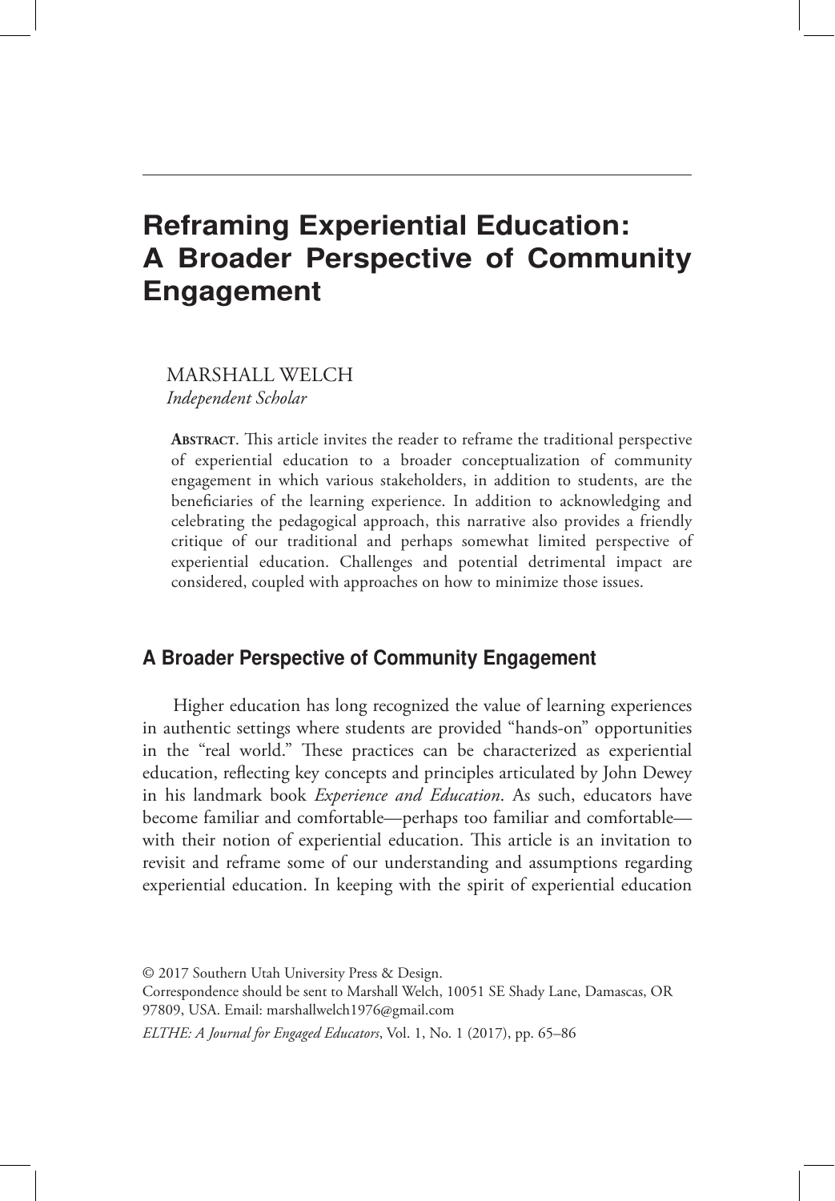# Reframing Experiential Education: A Broader Perspective of Community Engagement

MARSHALL WELCH
*Independent Scholar*

**Abstract**. This article invites the reader to reframe the traditional perspective of experiential education to a broader conceptualization of community engagement in which various stakeholders, in addition to students, are the beneficiaries of the learning experience. In addition to acknowledging and celebrating the pedagogical approach, this narrative also provides a friendly critique of our traditional and perhaps somewhat limited perspective of experiential education. Challenges and potential detrimental impact are considered, coupled with approaches on how to minimize those issues.

## A Broader Perspective of Community Engagement

Higher education has long recognized the value of learning experiences in authentic settings where students are provided "hands-on" opportunities in the "real world." These practices can be characterized as experiential education, reflecting key concepts and principles articulated by John Dewey in his landmark book *Experience and Education*. As such, educators have become familiar and comfortable—perhaps too familiar and comfortable—with their notion of experiential education. This article is an invitation to revisit and reframe some of our understanding and assumptions regarding experiential education. In keeping with the spirit of experiential education

© 2017 Southern Utah University Press & Design.
Correspondence should be sent to Marshall Welch, 10051 SE Shady Lane, Damascas, OR 97809, USA. Email: marshallwelch1976@gmail.com

*ELTHE: A Journal for Engaged Educators*, Vol. 1, No. 1 (2017), pp. 65–86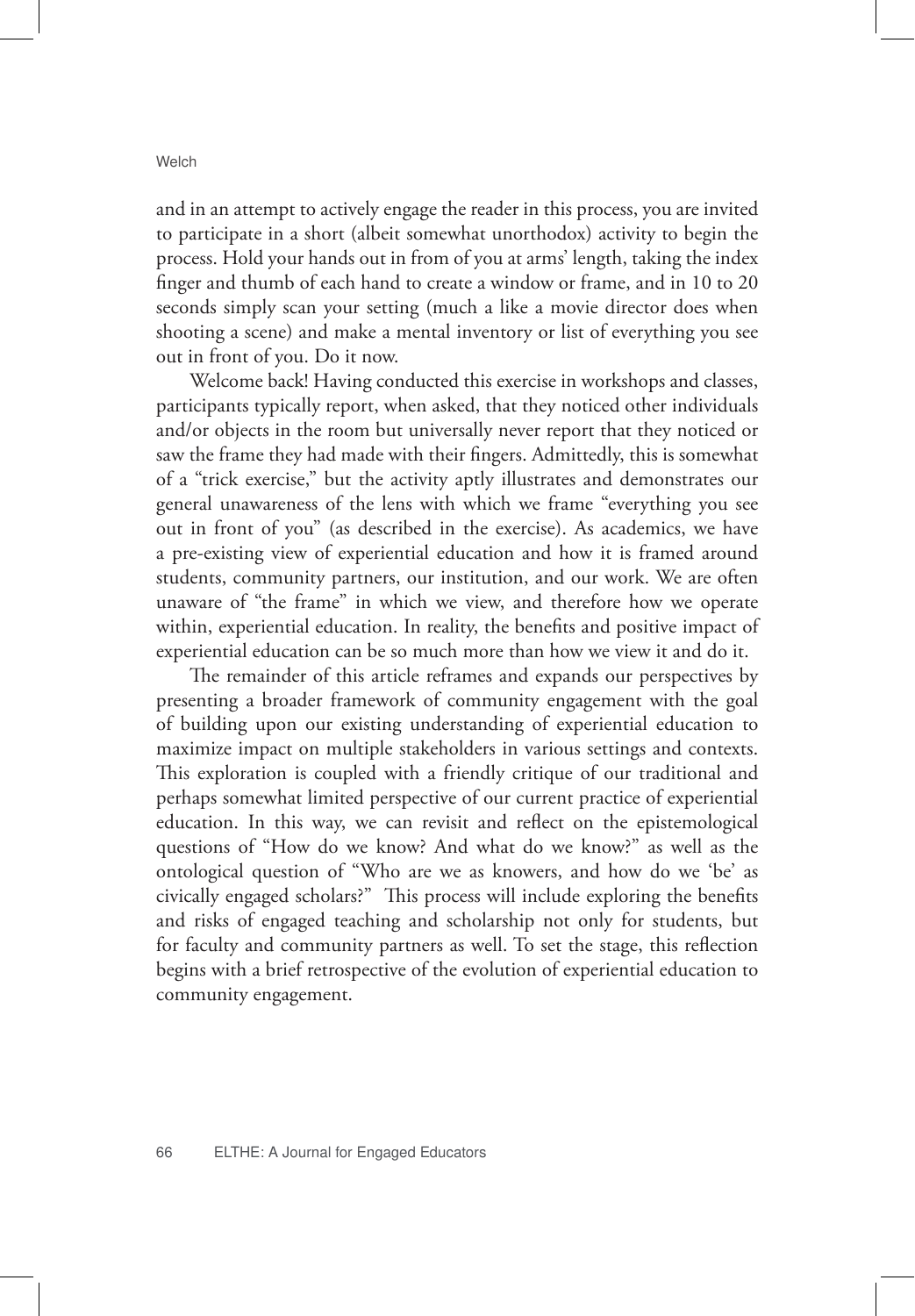and in an attempt to actively engage the reader in this process, you are invited to participate in a short (albeit somewhat unorthodox) activity to begin the process. Hold your hands out in from of you at arms' length, taking the index finger and thumb of each hand to create a window or frame, and in 10 to 20 seconds simply scan your setting (much a like a movie director does when shooting a scene) and make a mental inventory or list of everything you see out in front of you. Do it now.

Welcome back! Having conducted this exercise in workshops and classes, participants typically report, when asked, that they noticed other individuals and/or objects in the room but universally never report that they noticed or saw the frame they had made with their fingers. Admittedly, this is somewhat of a "trick exercise," but the activity aptly illustrates and demonstrates our general unawareness of the lens with which we frame "everything you see out in front of you" (as described in the exercise). As academics, we have a pre-existing view of experiential education and how it is framed around students, community partners, our institution, and our work. We are often unaware of "the frame" in which we view, and therefore how we operate within, experiential education. In reality, the benefits and positive impact of experiential education can be so much more than how we view it and do it.

The remainder of this article reframes and expands our perspectives by presenting a broader framework of community engagement with the goal of building upon our existing understanding of experiential education to maximize impact on multiple stakeholders in various settings and contexts. This exploration is coupled with a friendly critique of our traditional and perhaps somewhat limited perspective of our current practice of experiential education. In this way, we can revisit and reflect on the epistemological questions of "How do we know? And what do we know?" as well as the ontological question of "Who are we as knowers, and how do we 'be' as civically engaged scholars?" This process will include exploring the benefits and risks of engaged teaching and scholarship not only for students, but for faculty and community partners as well. To set the stage, this reflection begins with a brief retrospective of the evolution of experiential education to community engagement.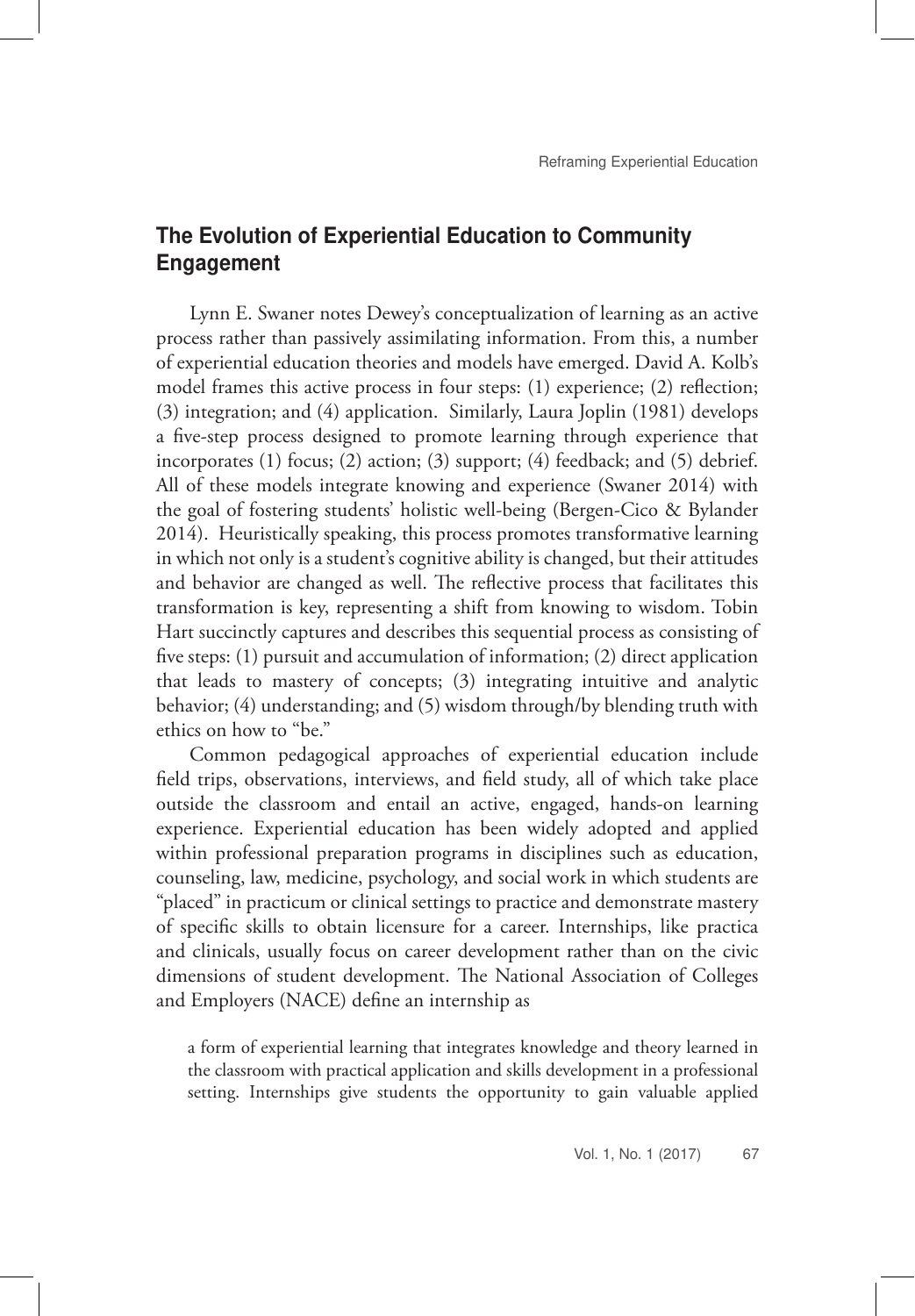## The Evolution of Experiential Education to Community Engagement

Lynn E. Swaner notes Dewey's conceptualization of learning as an active process rather than passively assimilating information. From this, a number of experiential education theories and models have emerged. David A. Kolb's model frames this active process in four steps: (1) experience; (2) reflection; (3) integration; and (4) application. Similarly, Laura Joplin (1981) develops a five-step process designed to promote learning through experience that incorporates (1) focus; (2) action; (3) support; (4) feedback; and (5) debrief. All of these models integrate knowing and experience (Swaner 2014) with the goal of fostering students' holistic well-being (Bergen-Cico & Bylander 2014). Heuristically speaking, this process promotes transformative learning in which not only is a student's cognitive ability is changed, but their attitudes and behavior are changed as well. The reflective process that facilitates this transformation is key, representing a shift from knowing to wisdom. Tobin Hart succinctly captures and describes this sequential process as consisting of five steps: (1) pursuit and accumulation of information; (2) direct application that leads to mastery of concepts; (3) integrating intuitive and analytic behavior; (4) understanding; and (5) wisdom through/by blending truth with ethics on how to "be."

Common pedagogical approaches of experiential education include field trips, observations, interviews, and field study, all of which take place outside the classroom and entail an active, engaged, hands-on learning experience. Experiential education has been widely adopted and applied within professional preparation programs in disciplines such as education, counseling, law, medicine, psychology, and social work in which students are "placed" in practicum or clinical settings to practice and demonstrate mastery of specific skills to obtain licensure for a career. Internships, like practica and clinicals, usually focus on career development rather than on the civic dimensions of student development. The National Association of Colleges and Employers (NACE) define an internship as

> a form of experiential learning that integrates knowledge and theory learned in the classroom with practical application and skills development in a professional setting. Internships give students the opportunity to gain valuable applied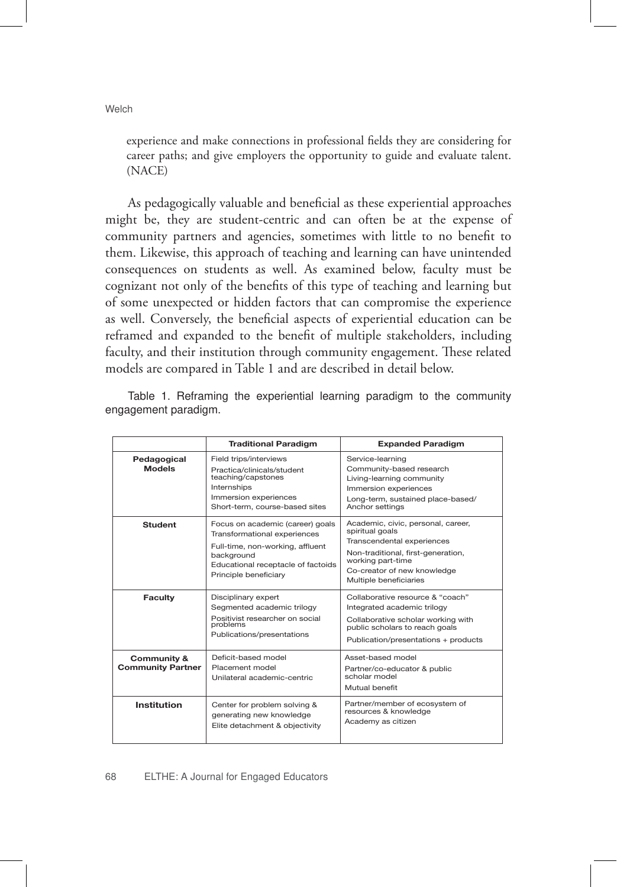experience and make connections in professional fields they are considering for career paths; and give employers the opportunity to guide and evaluate talent. (NACE)

As pedagogically valuable and beneficial as these experiential approaches might be, they are student-centric and can often be at the expense of community partners and agencies, sometimes with little to no benefit to them. Likewise, this approach of teaching and learning can have unintended consequences on students as well. As examined below, faculty must be cognizant not only of the benefits of this type of teaching and learning but of some unexpected or hidden factors that can compromise the experience as well. Conversely, the beneficial aspects of experiential education can be reframed and expanded to the benefit of multiple stakeholders, including faculty, and their institution through community engagement. These related models are compared in Table 1 and are described in detail below.

Table 1. Reframing the experiential learning paradigm to the community engagement paradigm.

| | Traditional Paradigm | Expanded Paradigm |
|---|---|---|
| **Pedagogical Models** | Field trips/interviews<br>Practica/clinicals/student teaching/capstones<br>Internships<br>Immersion experiences<br>Short-term, course-based sites | Service-learning<br>Community-based research<br>Living-learning community<br>Immersion experiences<br>Long-term, sustained place-based/Anchor settings |
| **Student** | Focus on academic (career) goals<br>Transformational experiences<br>Full-time, non-working, affluent background<br>Educational receptacle of factoids<br>Principle beneficiary | Academic, civic, personal, career, spiritual goals<br>Transcendental experiences<br>Non-traditional, first-generation, working part-time<br>Co-creator of new knowledge<br>Multiple beneficiaries |
| **Faculty** | Disciplinary expert<br>Segmented academic trilogy<br>Positivist researcher on social problems<br>Publications/presentations | Collaborative resource & "coach"<br>Integrated academic trilogy<br>Collaborative scholar working with public scholars to reach goals<br>Publication/presentations + products |
| **Community & Community Partner** | Deficit-based model<br>Placement model<br>Unilateral academic-centric | Asset-based model<br>Partner/co-educator & public scholar model<br>Mutual benefit |
| **Institution** | Center for problem solving & generating new knowledge<br>Elite detachment & objectivity | Partner/member of ecosystem of resources & knowledge<br>Academy as citizen |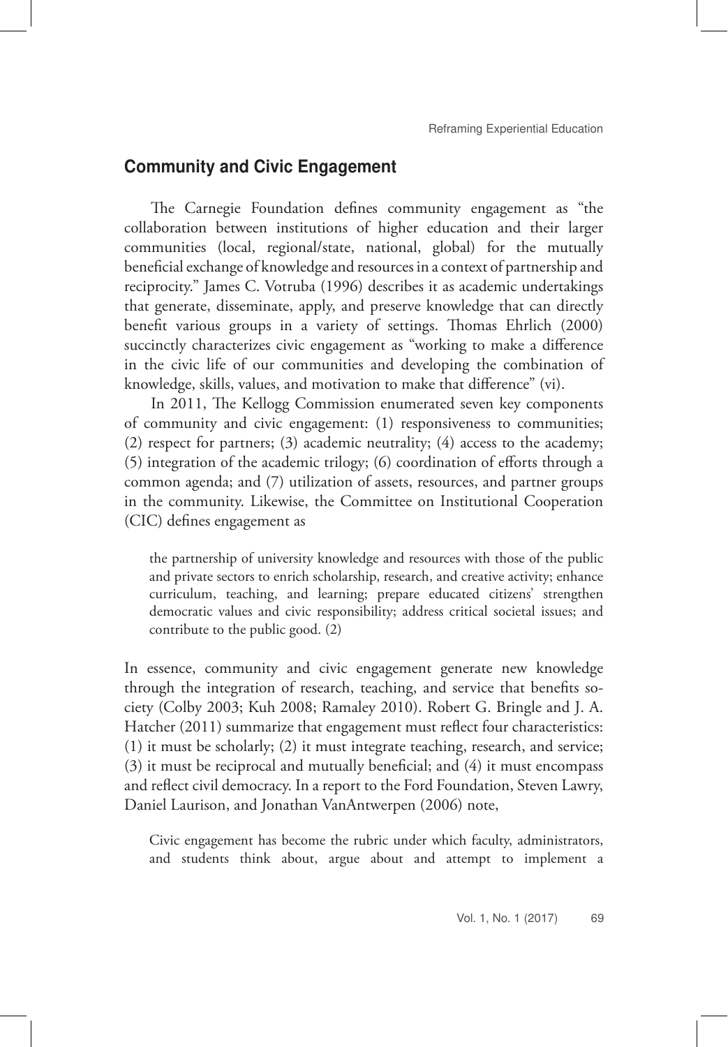## Community and Civic Engagement

The Carnegie Foundation defines community engagement as "the collaboration between institutions of higher education and their larger communities (local, regional/state, national, global) for the mutually beneficial exchange of knowledge and resources in a context of partnership and reciprocity." James C. Votruba (1996) describes it as academic undertakings that generate, disseminate, apply, and preserve knowledge that can directly benefit various groups in a variety of settings. Thomas Ehrlich (2000) succinctly characterizes civic engagement as "working to make a difference in the civic life of our communities and developing the combination of knowledge, skills, values, and motivation to make that difference" (vi).

In 2011, The Kellogg Commission enumerated seven key components of community and civic engagement: (1) responsiveness to communities; (2) respect for partners; (3) academic neutrality; (4) access to the academy; (5) integration of the academic trilogy; (6) coordination of efforts through a common agenda; and (7) utilization of assets, resources, and partner groups in the community. Likewise, the Committee on Institutional Cooperation (CIC) defines engagement as

> the partnership of university knowledge and resources with those of the public and private sectors to enrich scholarship, research, and creative activity; enhance curriculum, teaching, and learning; prepare educated citizens' strengthen democratic values and civic responsibility; address critical societal issues; and contribute to the public good. (2)

In essence, community and civic engagement generate new knowledge through the integration of research, teaching, and service that benefits society (Colby 2003; Kuh 2008; Ramaley 2010). Robert G. Bringle and J. A. Hatcher (2011) summarize that engagement must reflect four characteristics: (1) it must be scholarly; (2) it must integrate teaching, research, and service; (3) it must be reciprocal and mutually beneficial; and (4) it must encompass and reflect civil democracy. In a report to the Ford Foundation, Steven Lawry, Daniel Laurison, and Jonathan VanAntwerpen (2006) note,

> Civic engagement has become the rubric under which faculty, administrators, and students think about, argue about and attempt to implement a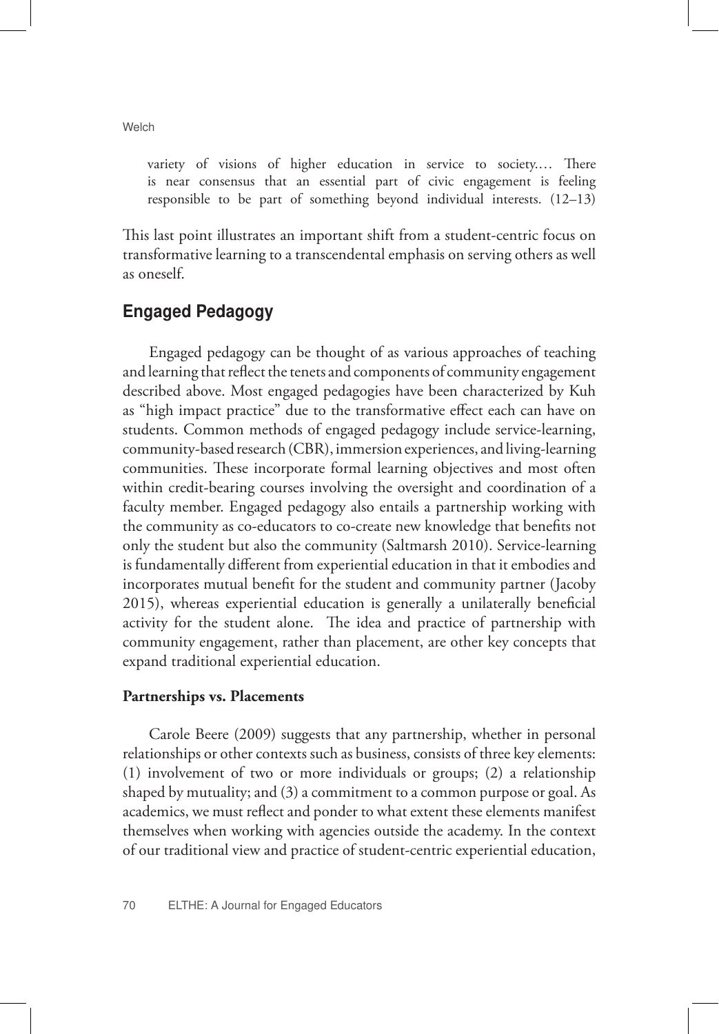> variety of visions of higher education in service to society.… There is near consensus that an essential part of civic engagement is feeling responsible to be part of something beyond individual interests. (12–13)

This last point illustrates an important shift from a student-centric focus on transformative learning to a transcendental emphasis on serving others as well as oneself.

## Engaged Pedagogy

Engaged pedagogy can be thought of as various approaches of teaching and learning that reflect the tenets and components of community engagement described above. Most engaged pedagogies have been characterized by Kuh as "high impact practice" due to the transformative effect each can have on students. Common methods of engaged pedagogy include service-learning, community-based research (CBR), immersion experiences, and living-learning communities. These incorporate formal learning objectives and most often within credit-bearing courses involving the oversight and coordination of a faculty member. Engaged pedagogy also entails a partnership working with the community as co-educators to co-create new knowledge that benefits not only the student but also the community (Saltmarsh 2010). Service-learning is fundamentally different from experiential education in that it embodies and incorporates mutual benefit for the student and community partner (Jacoby 2015), whereas experiential education is generally a unilaterally beneficial activity for the student alone. The idea and practice of partnership with community engagement, rather than placement, are other key concepts that expand traditional experiential education.

### Partnerships vs. Placements

Carole Beere (2009) suggests that any partnership, whether in personal relationships or other contexts such as business, consists of three key elements: (1) involvement of two or more individuals or groups; (2) a relationship shaped by mutuality; and (3) a commitment to a common purpose or goal. As academics, we must reflect and ponder to what extent these elements manifest themselves when working with agencies outside the academy. In the context of our traditional view and practice of student-centric experiential education,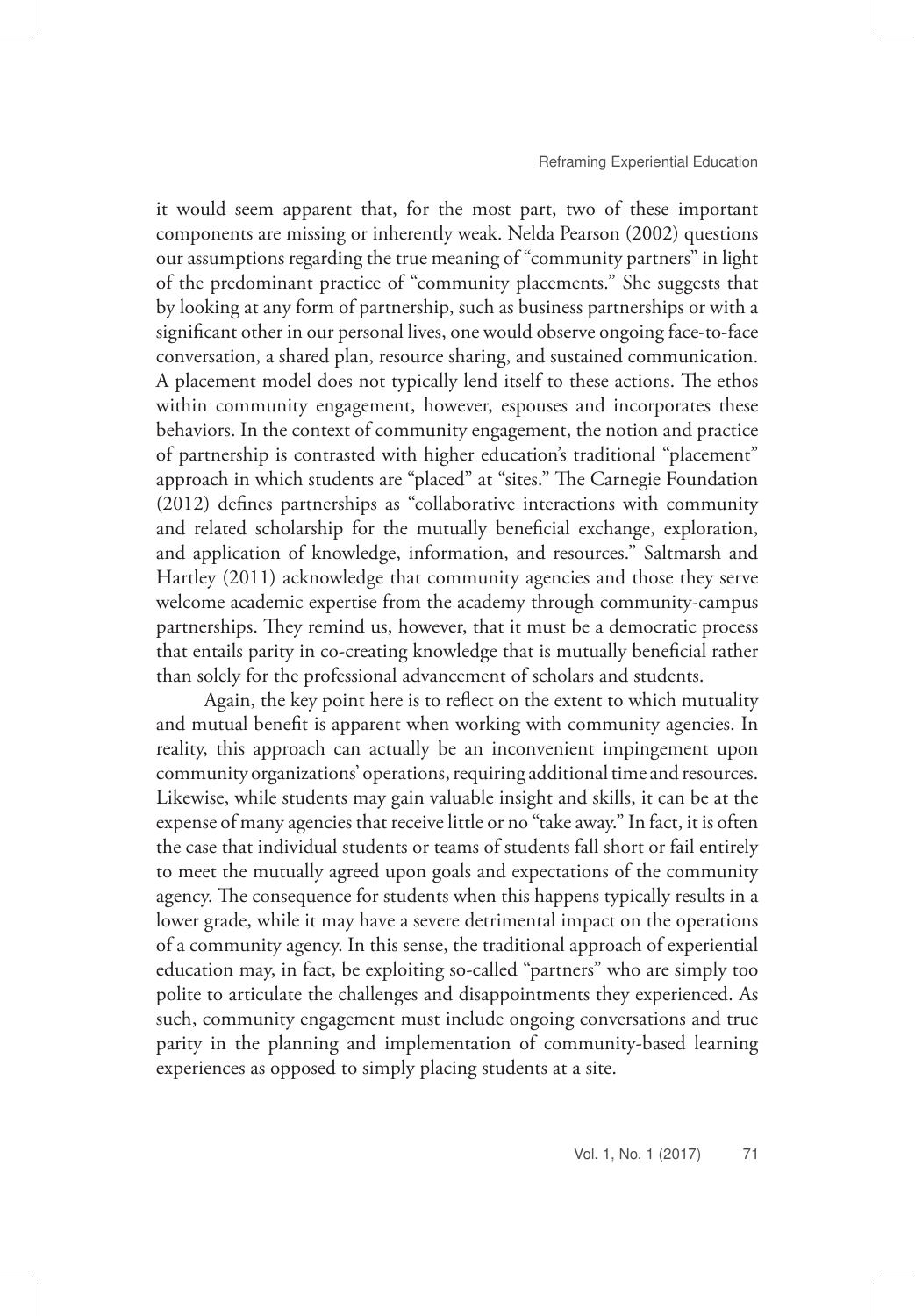it would seem apparent that, for the most part, two of these important components are missing or inherently weak. Nelda Pearson (2002) questions our assumptions regarding the true meaning of "community partners" in light of the predominant practice of "community placements." She suggests that by looking at any form of partnership, such as business partnerships or with a significant other in our personal lives, one would observe ongoing face-to-face conversation, a shared plan, resource sharing, and sustained communication. A placement model does not typically lend itself to these actions. The ethos within community engagement, however, espouses and incorporates these behaviors. In the context of community engagement, the notion and practice of partnership is contrasted with higher education's traditional "placement" approach in which students are "placed" at "sites." The Carnegie Foundation (2012) defines partnerships as "collaborative interactions with community and related scholarship for the mutually beneficial exchange, exploration, and application of knowledge, information, and resources." Saltmarsh and Hartley (2011) acknowledge that community agencies and those they serve welcome academic expertise from the academy through community-campus partnerships. They remind us, however, that it must be a democratic process that entails parity in co-creating knowledge that is mutually beneficial rather than solely for the professional advancement of scholars and students.

Again, the key point here is to reflect on the extent to which mutuality and mutual benefit is apparent when working with community agencies. In reality, this approach can actually be an inconvenient impingement upon community organizations' operations, requiring additional time and resources. Likewise, while students may gain valuable insight and skills, it can be at the expense of many agencies that receive little or no "take away." In fact, it is often the case that individual students or teams of students fall short or fail entirely to meet the mutually agreed upon goals and expectations of the community agency. The consequence for students when this happens typically results in a lower grade, while it may have a severe detrimental impact on the operations of a community agency. In this sense, the traditional approach of experiential education may, in fact, be exploiting so-called "partners" who are simply too polite to articulate the challenges and disappointments they experienced. As such, community engagement must include ongoing conversations and true parity in the planning and implementation of community-based learning experiences as opposed to simply placing students at a site.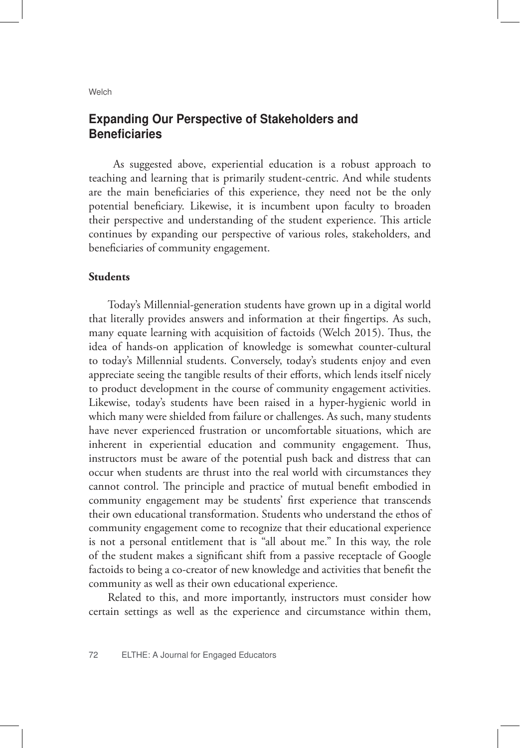## Expanding Our Perspective of Stakeholders and Beneficiaries

As suggested above, experiential education is a robust approach to teaching and learning that is primarily student-centric. And while students are the main beneficiaries of this experience, they need not be the only potential beneficiary. Likewise, it is incumbent upon faculty to broaden their perspective and understanding of the student experience. This article continues by expanding our perspective of various roles, stakeholders, and beneficiaries of community engagement.

### Students

Today's Millennial-generation students have grown up in a digital world that literally provides answers and information at their fingertips. As such, many equate learning with acquisition of factoids (Welch 2015). Thus, the idea of hands-on application of knowledge is somewhat counter-cultural to today's Millennial students. Conversely, today's students enjoy and even appreciate seeing the tangible results of their efforts, which lends itself nicely to product development in the course of community engagement activities. Likewise, today's students have been raised in a hyper-hygienic world in which many were shielded from failure or challenges. As such, many students have never experienced frustration or uncomfortable situations, which are inherent in experiential education and community engagement. Thus, instructors must be aware of the potential push back and distress that can occur when students are thrust into the real world with circumstances they cannot control. The principle and practice of mutual benefit embodied in community engagement may be students' first experience that transcends their own educational transformation. Students who understand the ethos of community engagement come to recognize that their educational experience is not a personal entitlement that is "all about me." In this way, the role of the student makes a significant shift from a passive receptacle of Google factoids to being a co-creator of new knowledge and activities that benefit the community as well as their own educational experience.

Related to this, and more importantly, instructors must consider how certain settings as well as the experience and circumstance within them,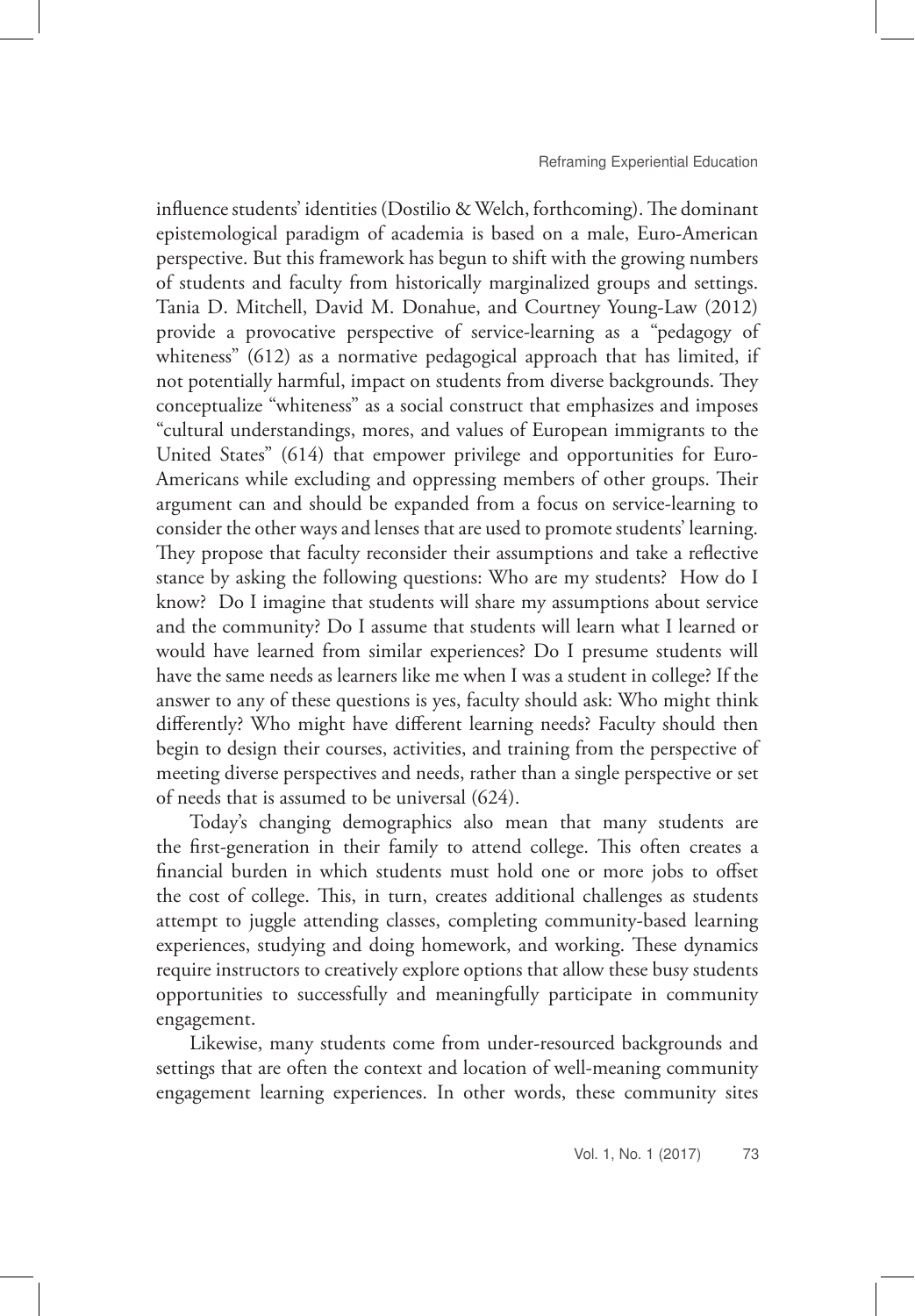influence students' identities (Dostilio & Welch, forthcoming). The dominant epistemological paradigm of academia is based on a male, Euro-American perspective. But this framework has begun to shift with the growing numbers of students and faculty from historically marginalized groups and settings. Tania D. Mitchell, David M. Donahue, and Courtney Young-Law (2012) provide a provocative perspective of service-learning as a "pedagogy of whiteness" (612) as a normative pedagogical approach that has limited, if not potentially harmful, impact on students from diverse backgrounds. They conceptualize "whiteness" as a social construct that emphasizes and imposes "cultural understandings, mores, and values of European immigrants to the United States" (614) that empower privilege and opportunities for Euro-Americans while excluding and oppressing members of other groups. Their argument can and should be expanded from a focus on service-learning to consider the other ways and lenses that are used to promote students' learning. They propose that faculty reconsider their assumptions and take a reflective stance by asking the following questions: Who are my students? How do I know? Do I imagine that students will share my assumptions about service and the community? Do I assume that students will learn what I learned or would have learned from similar experiences? Do I presume students will have the same needs as learners like me when I was a student in college? If the answer to any of these questions is yes, faculty should ask: Who might think differently? Who might have different learning needs? Faculty should then begin to design their courses, activities, and training from the perspective of meeting diverse perspectives and needs, rather than a single perspective or set of needs that is assumed to be universal (624).

Today's changing demographics also mean that many students are the first-generation in their family to attend college. This often creates a financial burden in which students must hold one or more jobs to offset the cost of college. This, in turn, creates additional challenges as students attempt to juggle attending classes, completing community-based learning experiences, studying and doing homework, and working. These dynamics require instructors to creatively explore options that allow these busy students opportunities to successfully and meaningfully participate in community engagement.

Likewise, many students come from under-resourced backgrounds and settings that are often the context and location of well-meaning community engagement learning experiences. In other words, these community sites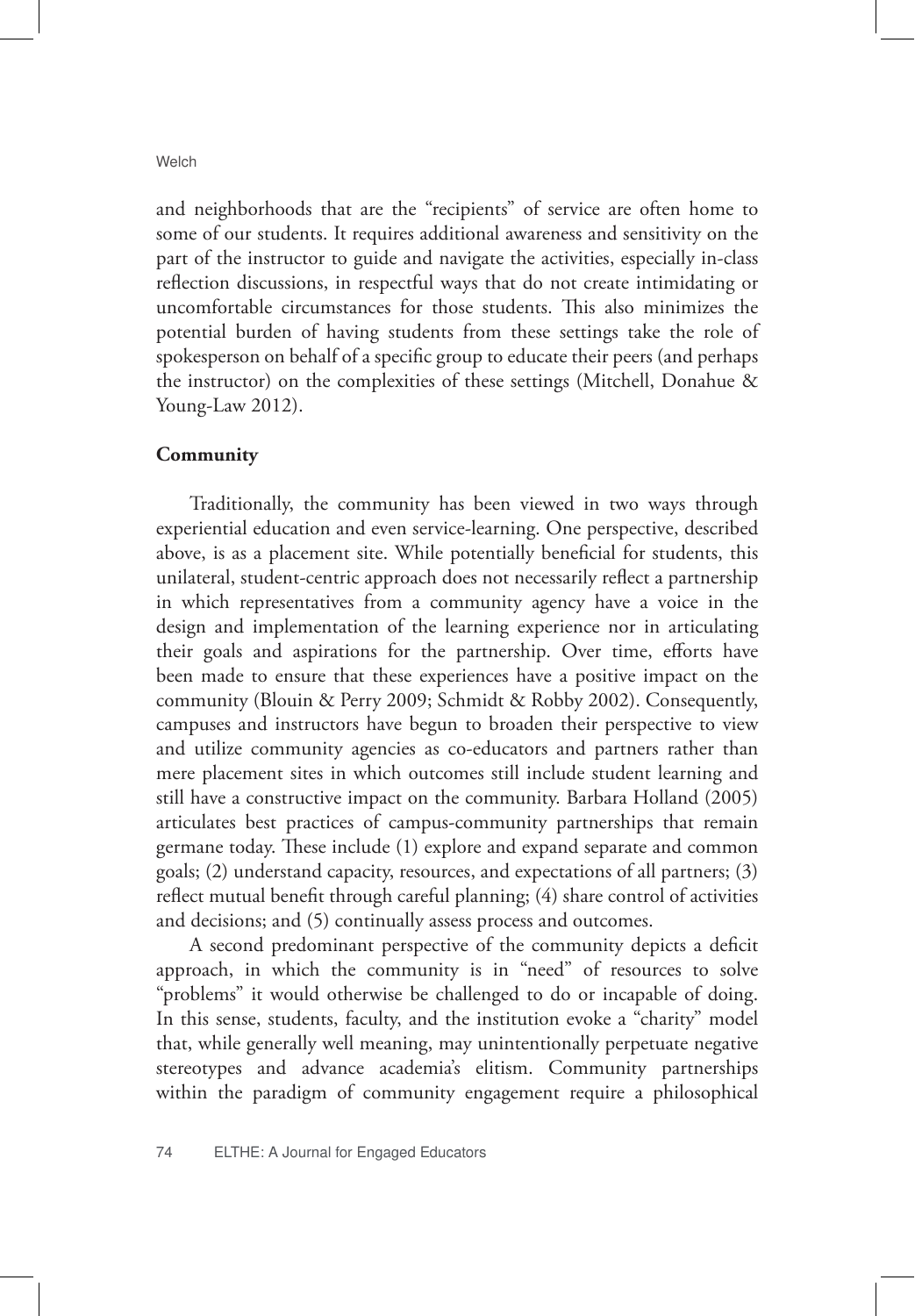and neighborhoods that are the "recipients" of service are often home to some of our students. It requires additional awareness and sensitivity on the part of the instructor to guide and navigate the activities, especially in-class reflection discussions, in respectful ways that do not create intimidating or uncomfortable circumstances for those students. This also minimizes the potential burden of having students from these settings take the role of spokesperson on behalf of a specific group to educate their peers (and perhaps the instructor) on the complexities of these settings (Mitchell, Donahue & Young-Law 2012).

**Community**

Traditionally, the community has been viewed in two ways through experiential education and even service-learning. One perspective, described above, is as a placement site. While potentially beneficial for students, this unilateral, student-centric approach does not necessarily reflect a partnership in which representatives from a community agency have a voice in the design and implementation of the learning experience nor in articulating their goals and aspirations for the partnership. Over time, efforts have been made to ensure that these experiences have a positive impact on the community (Blouin & Perry 2009; Schmidt & Robby 2002). Consequently, campuses and instructors have begun to broaden their perspective to view and utilize community agencies as co-educators and partners rather than mere placement sites in which outcomes still include student learning and still have a constructive impact on the community. Barbara Holland (2005) articulates best practices of campus-community partnerships that remain germane today. These include (1) explore and expand separate and common goals; (2) understand capacity, resources, and expectations of all partners; (3) reflect mutual benefit through careful planning; (4) share control of activities and decisions; and (5) continually assess process and outcomes.

A second predominant perspective of the community depicts a deficit approach, in which the community is in "need" of resources to solve "problems" it would otherwise be challenged to do or incapable of doing. In this sense, students, faculty, and the institution evoke a "charity" model that, while generally well meaning, may unintentionally perpetuate negative stereotypes and advance academia's elitism. Community partnerships within the paradigm of community engagement require a philosophical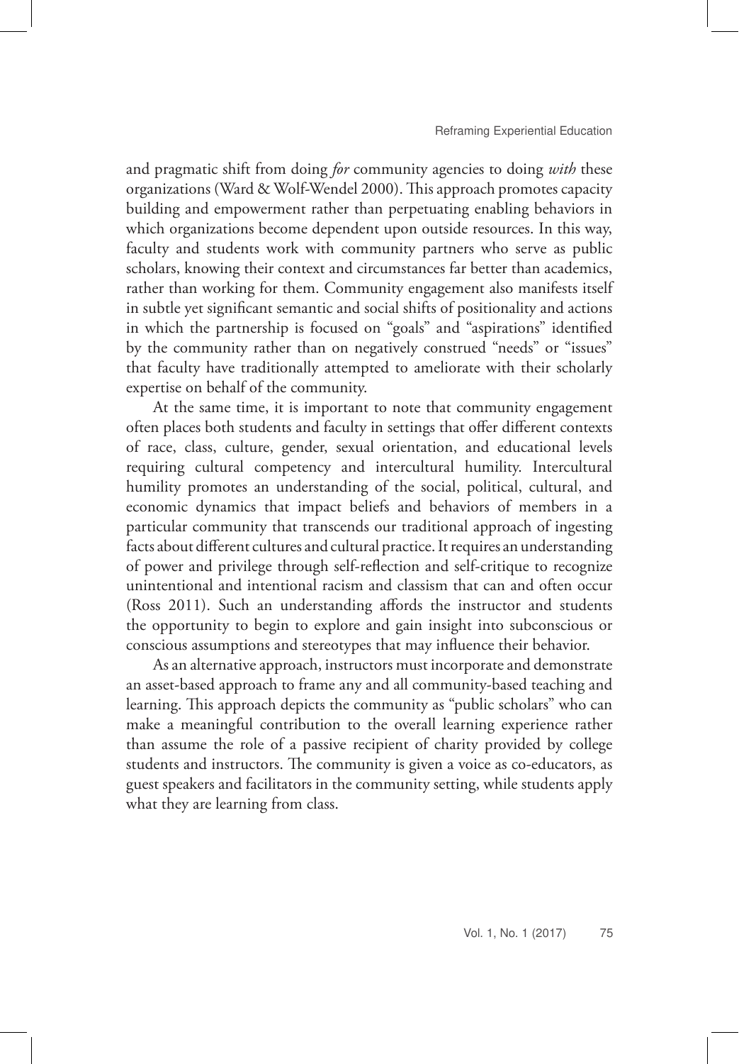and pragmatic shift from doing *for* community agencies to doing *with* these organizations (Ward & Wolf-Wendel 2000). This approach promotes capacity building and empowerment rather than perpetuating enabling behaviors in which organizations become dependent upon outside resources. In this way, faculty and students work with community partners who serve as public scholars, knowing their context and circumstances far better than academics, rather than working for them. Community engagement also manifests itself in subtle yet significant semantic and social shifts of positionality and actions in which the partnership is focused on "goals" and "aspirations" identified by the community rather than on negatively construed "needs" or "issues" that faculty have traditionally attempted to ameliorate with their scholarly expertise on behalf of the community.

At the same time, it is important to note that community engagement often places both students and faculty in settings that offer different contexts of race, class, culture, gender, sexual orientation, and educational levels requiring cultural competency and intercultural humility. Intercultural humility promotes an understanding of the social, political, cultural, and economic dynamics that impact beliefs and behaviors of members in a particular community that transcends our traditional approach of ingesting facts about different cultures and cultural practice. It requires an understanding of power and privilege through self-reflection and self-critique to recognize unintentional and intentional racism and classism that can and often occur (Ross 2011). Such an understanding affords the instructor and students the opportunity to begin to explore and gain insight into subconscious or conscious assumptions and stereotypes that may influence their behavior.

As an alternative approach, instructors must incorporate and demonstrate an asset-based approach to frame any and all community-based teaching and learning. This approach depicts the community as "public scholars" who can make a meaningful contribution to the overall learning experience rather than assume the role of a passive recipient of charity provided by college students and instructors. The community is given a voice as co-educators, as guest speakers and facilitators in the community setting, while students apply what they are learning from class.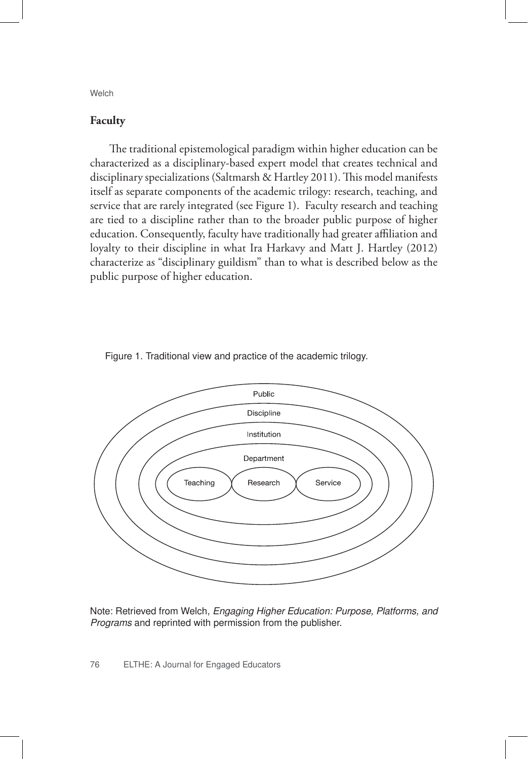## Faculty

The traditional epistemological paradigm within higher education can be characterized as a disciplinary-based expert model that creates technical and disciplinary specializations (Saltmarsh & Hartley 2011). This model manifests itself as separate components of the academic trilogy: research, teaching, and service that are rarely integrated (see Figure 1). Faculty research and teaching are tied to a discipline rather than to the broader public purpose of higher education. Consequently, faculty have traditionally had greater affiliation and loyalty to their discipline in what Ira Harkavy and Matt J. Hartley (2012) characterize as "disciplinary guildism" than to what is described below as the public purpose of higher education.

Figure 1. Traditional view and practice of the academic trilogy.

Public

Discipline

Institution

Department

Teaching — Research — Service

Note: Retrieved from Welch, *Engaging Higher Education: Purpose, Platforms, and Programs* and reprinted with permission from the publisher.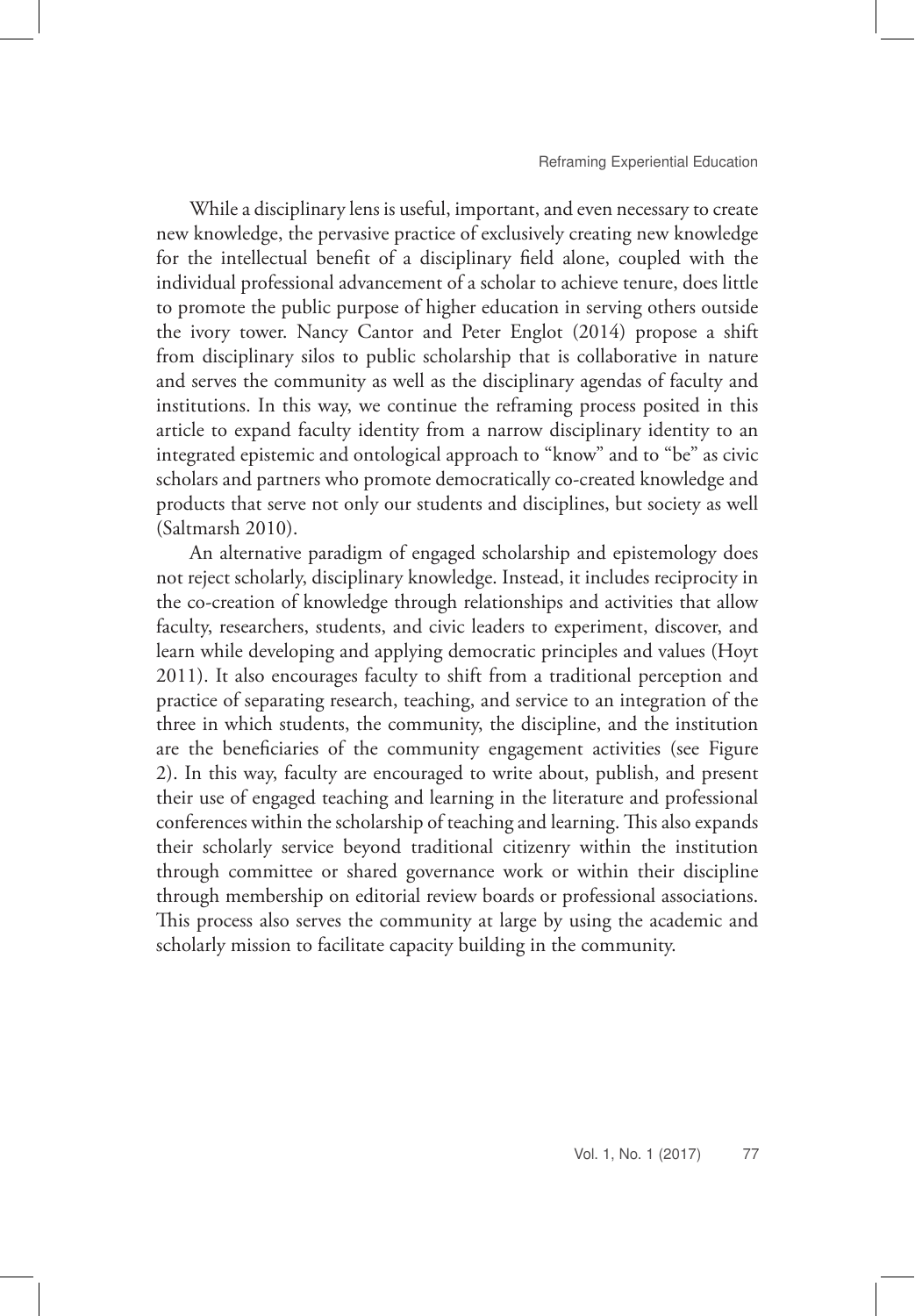While a disciplinary lens is useful, important, and even necessary to create new knowledge, the pervasive practice of exclusively creating new knowledge for the intellectual benefit of a disciplinary field alone, coupled with the individual professional advancement of a scholar to achieve tenure, does little to promote the public purpose of higher education in serving others outside the ivory tower. Nancy Cantor and Peter Englot (2014) propose a shift from disciplinary silos to public scholarship that is collaborative in nature and serves the community as well as the disciplinary agendas of faculty and institutions. In this way, we continue the reframing process posited in this article to expand faculty identity from a narrow disciplinary identity to an integrated epistemic and ontological approach to "know" and to "be" as civic scholars and partners who promote democratically co-created knowledge and products that serve not only our students and disciplines, but society as well (Saltmarsh 2010).

An alternative paradigm of engaged scholarship and epistemology does not reject scholarly, disciplinary knowledge. Instead, it includes reciprocity in the co-creation of knowledge through relationships and activities that allow faculty, researchers, students, and civic leaders to experiment, discover, and learn while developing and applying democratic principles and values (Hoyt 2011). It also encourages faculty to shift from a traditional perception and practice of separating research, teaching, and service to an integration of the three in which students, the community, the discipline, and the institution are the beneficiaries of the community engagement activities (see Figure 2). In this way, faculty are encouraged to write about, publish, and present their use of engaged teaching and learning in the literature and professional conferences within the scholarship of teaching and learning. This also expands their scholarly service beyond traditional citizenry within the institution through committee or shared governance work or within their discipline through membership on editorial review boards or professional associations. This process also serves the community at large by using the academic and scholarly mission to facilitate capacity building in the community.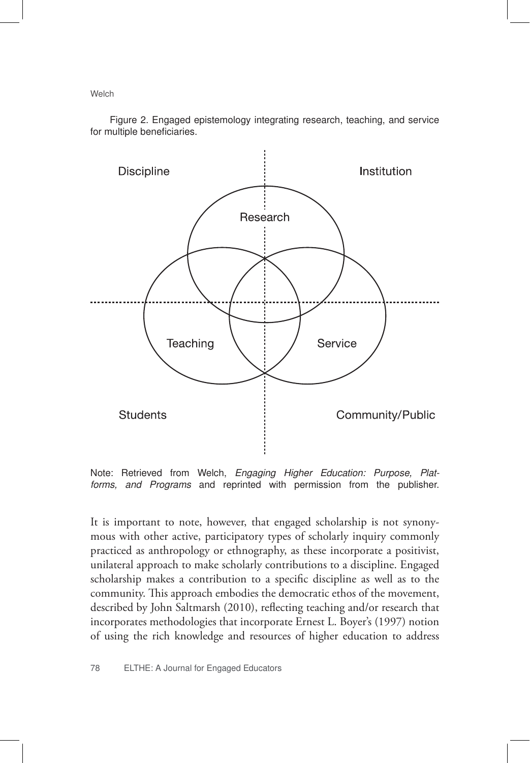Figure 2. Engaged epistemology integrating research, teaching, and service for multiple beneficiaries.

Discipline

Institution

Research

Teaching

Service

Students

Community/Public

Note: Retrieved from Welch, *Engaging Higher Education: Purpose, Platforms, and Programs* and reprinted with permission from the publisher.

It is important to note, however, that engaged scholarship is not synonymous with other active, participatory types of scholarly inquiry commonly practiced as anthropology or ethnography, as these incorporate a positivist, unilateral approach to make scholarly contributions to a discipline. Engaged scholarship makes a contribution to a specific discipline as well as to the community. This approach embodies the democratic ethos of the movement, described by John Saltmarsh (2010), reflecting teaching and/or research that incorporates methodologies that incorporate Ernest L. Boyer's (1997) notion of using the rich knowledge and resources of higher education to address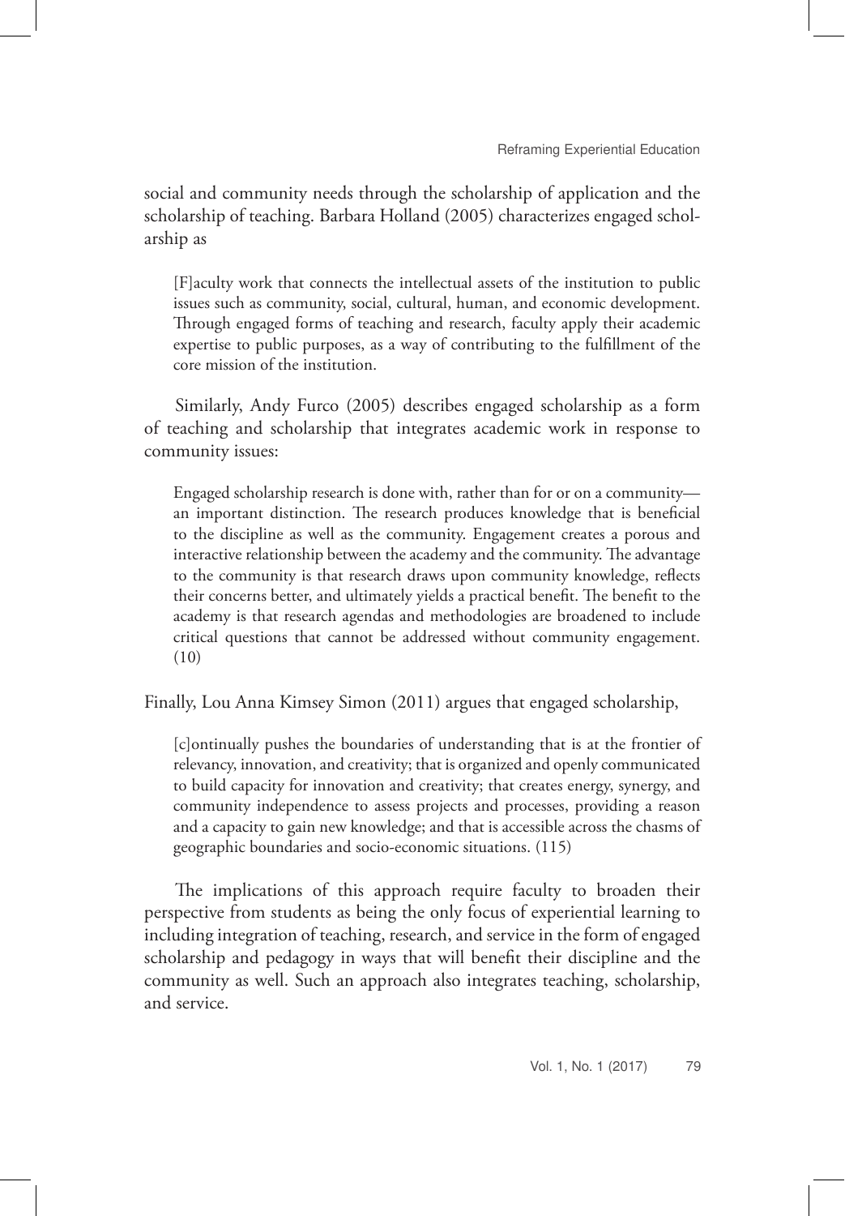social and community needs through the scholarship of application and the scholarship of teaching. Barbara Holland (2005) characterizes engaged scholarship as

> [F]aculty work that connects the intellectual assets of the institution to public issues such as community, social, cultural, human, and economic development. Through engaged forms of teaching and research, faculty apply their academic expertise to public purposes, as a way of contributing to the fulfillment of the core mission of the institution.

Similarly, Andy Furco (2005) describes engaged scholarship as a form of teaching and scholarship that integrates academic work in response to community issues:

> Engaged scholarship research is done with, rather than for or on a community—an important distinction. The research produces knowledge that is beneficial to the discipline as well as the community. Engagement creates a porous and interactive relationship between the academy and the community. The advantage to the community is that research draws upon community knowledge, reflects their concerns better, and ultimately yields a practical benefit. The benefit to the academy is that research agendas and methodologies are broadened to include critical questions that cannot be addressed without community engagement. (10)

Finally, Lou Anna Kimsey Simon (2011) argues that engaged scholarship,

> [c]ontinually pushes the boundaries of understanding that is at the frontier of relevancy, innovation, and creativity; that is organized and openly communicated to build capacity for innovation and creativity; that creates energy, synergy, and community independence to assess projects and processes, providing a reason and a capacity to gain new knowledge; and that is accessible across the chasms of geographic boundaries and socio-economic situations. (115)

The implications of this approach require faculty to broaden their perspective from students as being the only focus of experiential learning to including integration of teaching, research, and service in the form of engaged scholarship and pedagogy in ways that will benefit their discipline and the community as well. Such an approach also integrates teaching, scholarship, and service.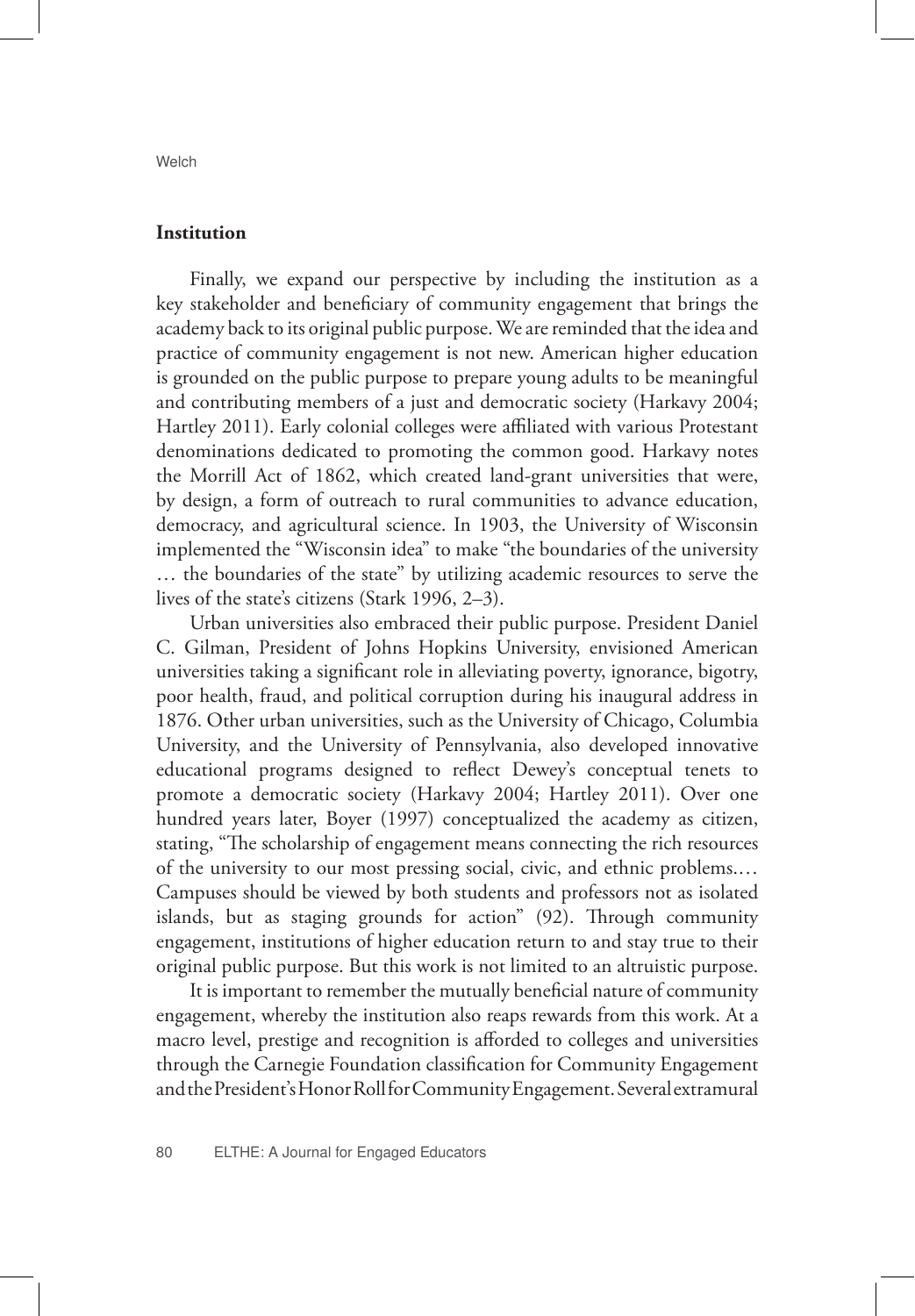### Institution

Finally, we expand our perspective by including the institution as a key stakeholder and beneficiary of community engagement that brings the academy back to its original public purpose. We are reminded that the idea and practice of community engagement is not new. American higher education is grounded on the public purpose to prepare young adults to be meaningful and contributing members of a just and democratic society (Harkavy 2004; Hartley 2011). Early colonial colleges were affiliated with various Protestant denominations dedicated to promoting the common good. Harkavy notes the Morrill Act of 1862, which created land-grant universities that were, by design, a form of outreach to rural communities to advance education, democracy, and agricultural science. In 1903, the University of Wisconsin implemented the "Wisconsin idea" to make "the boundaries of the university … the boundaries of the state" by utilizing academic resources to serve the lives of the state's citizens (Stark 1996, 2–3).

Urban universities also embraced their public purpose. President Daniel C. Gilman, President of Johns Hopkins University, envisioned American universities taking a significant role in alleviating poverty, ignorance, bigotry, poor health, fraud, and political corruption during his inaugural address in 1876. Other urban universities, such as the University of Chicago, Columbia University, and the University of Pennsylvania, also developed innovative educational programs designed to reflect Dewey's conceptual tenets to promote a democratic society (Harkavy 2004; Hartley 2011). Over one hundred years later, Boyer (1997) conceptualized the academy as citizen, stating, "The scholarship of engagement means connecting the rich resources of the university to our most pressing social, civic, and ethnic problems.… Campuses should be viewed by both students and professors not as isolated islands, but as staging grounds for action" (92). Through community engagement, institutions of higher education return to and stay true to their original public purpose. But this work is not limited to an altruistic purpose.

It is important to remember the mutually beneficial nature of community engagement, whereby the institution also reaps rewards from this work. At a macro level, prestige and recognition is afforded to colleges and universities through the Carnegie Foundation classification for Community Engagement and the President's Honor Roll for Community Engagement. Several extramural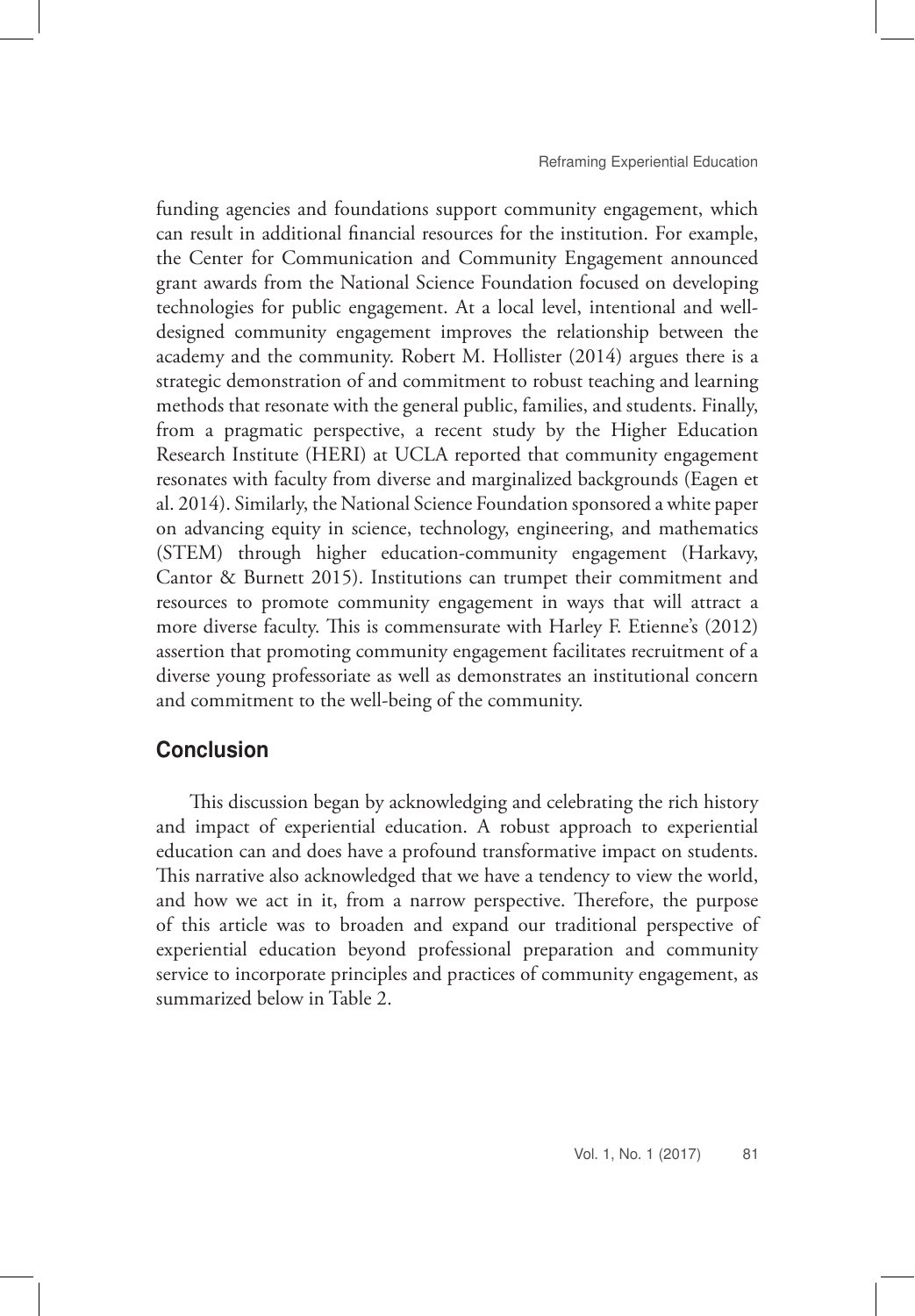funding agencies and foundations support community engagement, which can result in additional financial resources for the institution. For example, the Center for Communication and Community Engagement announced grant awards from the National Science Foundation focused on developing technologies for public engagement. At a local level, intentional and well-designed community engagement improves the relationship between the academy and the community. Robert M. Hollister (2014) argues there is a strategic demonstration of and commitment to robust teaching and learning methods that resonate with the general public, families, and students. Finally, from a pragmatic perspective, a recent study by the Higher Education Research Institute (HERI) at UCLA reported that community engagement resonates with faculty from diverse and marginalized backgrounds (Eagen et al. 2014). Similarly, the National Science Foundation sponsored a white paper on advancing equity in science, technology, engineering, and mathematics (STEM) through higher education-community engagement (Harkavy, Cantor & Burnett 2015). Institutions can trumpet their commitment and resources to promote community engagement in ways that will attract a more diverse faculty. This is commensurate with Harley F. Etienne's (2012) assertion that promoting community engagement facilitates recruitment of a diverse young professoriate as well as demonstrates an institutional concern and commitment to the well-being of the community.

## Conclusion

This discussion began by acknowledging and celebrating the rich history and impact of experiential education. A robust approach to experiential education can and does have a profound transformative impact on students. This narrative also acknowledged that we have a tendency to view the world, and how we act in it, from a narrow perspective. Therefore, the purpose of this article was to broaden and expand our traditional perspective of experiential education beyond professional preparation and community service to incorporate principles and practices of community engagement, as summarized below in Table 2.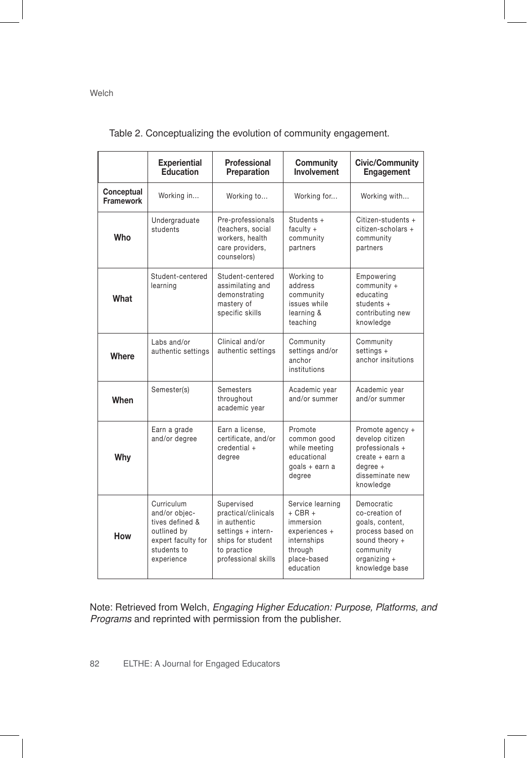Table 2. Conceptualizing the evolution of community engagement.

| | Experiential Education | Professional Preparation | Community Involvement | Civic/Community Engagement |
|---|---|---|---|---|
| **Conceptual Framework** | Working in... | Working to... | Working for... | Working with... |
| **Who** | Undergraduate students | Pre-professionals (teachers, social workers, health care providers, counselors) | Students + faculty + community partners | Citizen-students + citizen-scholars + community partners |
| **What** | Student-centered learning | Student-centered assimilating and demonstrating mastery of specific skills | Working to address community issues while learning & teaching | Empowering community + educating students + contributing new knowledge |
| **Where** | Labs and/or authentic settings | Clinical and/or authentic settings | Community settings and/or anchor institutions | Community settings + anchor insitutions |
| **When** | Semester(s) | Semesters throughout academic year | Academic year and/or summer | Academic year and/or summer |
| **Why** | Earn a grade and/or degree | Earn a license, certificate, and/or credential + degree | Promote common good while meeting educational goals + earn a degree | Promote agency + develop citizen professionals + create + earn a degree + disseminate new knowledge |
| **How** | Curriculum and/or objectives defined & outlined by expert faculty for students to experience | Supervised practical/clinicals in authentic settings + internships for student to practice professional skills | Service learning + CBR + immersion experiences + internships through place-based education | Democratic co-creation of goals, content, process based on sound theory + community organizing + knowledge base |

Note: Retrieved from Welch, *Engaging Higher Education: Purpose, Platforms, and Programs* and reprinted with permission from the publisher.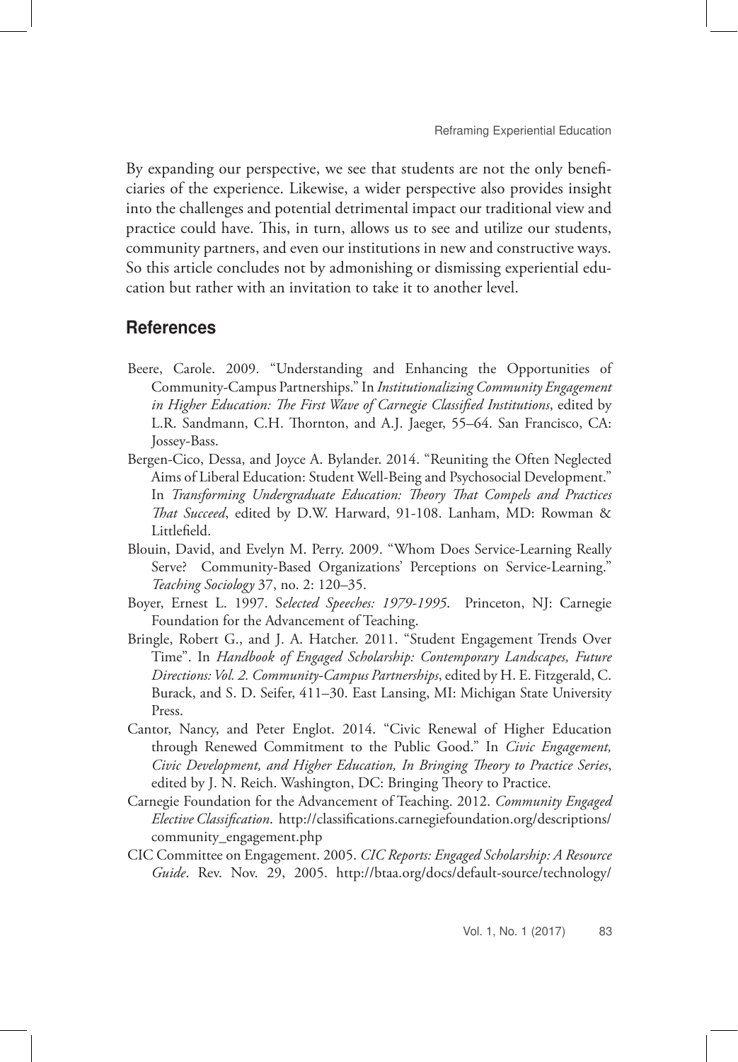By expanding our perspective, we see that students are not the only beneficiaries of the experience. Likewise, a wider perspective also provides insight into the challenges and potential detrimental impact our traditional view and practice could have. This, in turn, allows us to see and utilize our students, community partners, and even our institutions in new and constructive ways. So this article concludes not by admonishing or dismissing experiential education but rather with an invitation to take it to another level.

## References

Beere, Carole. 2009. "Understanding and Enhancing the Opportunities of Community-Campus Partnerships." In *Institutionalizing Community Engagement in Higher Education: The First Wave of Carnegie Classified Institutions*, edited by L.R. Sandmann, C.H. Thornton, and A.J. Jaeger, 55–64. San Francisco, CA: Jossey-Bass.

Bergen-Cico, Dessa, and Joyce A. Bylander. 2014. "Reuniting the Often Neglected Aims of Liberal Education: Student Well-Being and Psychosocial Development." In *Transforming Undergraduate Education: Theory That Compels and Practices That Succeed*, edited by D.W. Harward, 91-108. Lanham, MD: Rowman & Littlefield.

Blouin, David, and Evelyn M. Perry. 2009. "Whom Does Service-Learning Really Serve? Community-Based Organizations' Perceptions on Service-Learning." *Teaching Sociology* 37, no. 2: 120–35.

Boyer, Ernest L. 1997. S*elected Speeches: 1979-1995.* Princeton, NJ: Carnegie Foundation for the Advancement of Teaching.

Bringle, Robert G., and J. A. Hatcher. 2011. "Student Engagement Trends Over Time". In *Handbook of Engaged Scholarship: Contemporary Landscapes, Future Directions: Vol. 2. Community-Campus Partnerships*, edited by H. E. Fitzgerald, C. Burack, and S. D. Seifer, 411–30. East Lansing, MI: Michigan State University Press.

Cantor, Nancy, and Peter Englot. 2014. "Civic Renewal of Higher Education through Renewed Commitment to the Public Good." In *Civic Engagement, Civic Development, and Higher Education, In Bringing Theory to Practice Series*, edited by J. N. Reich. Washington, DC: Bringing Theory to Practice.

Carnegie Foundation for the Advancement of Teaching. 2012. *Community Engaged Elective Classification*. http://classifications.carnegiefoundation.org/descriptions/community_engagement.php

CIC Committee on Engagement. 2005. *CIC Reports: Engaged Scholarship: A Resource Guide*. Rev. Nov. 29, 2005. http://btaa.org/docs/default-source/technology/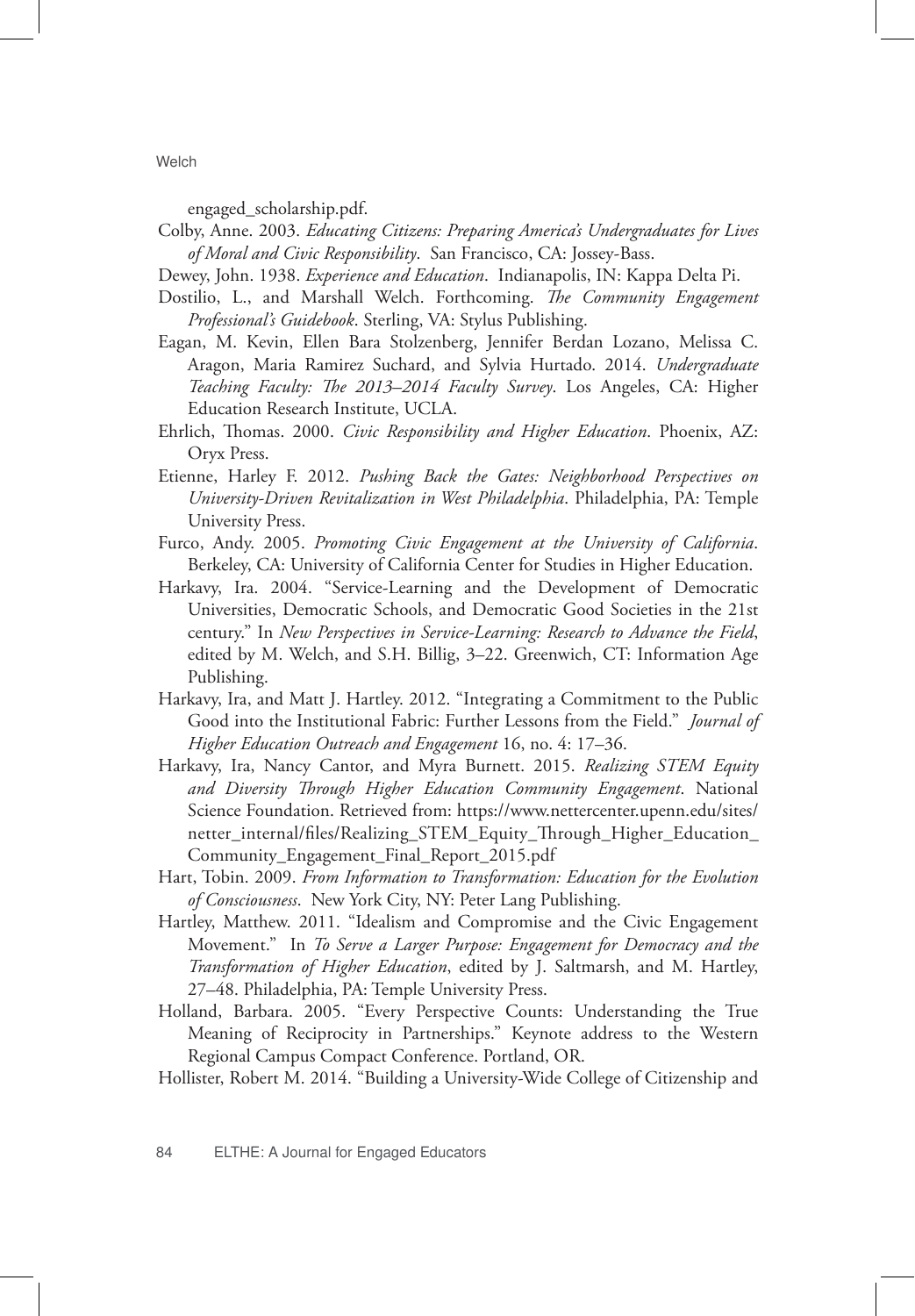engaged_scholarship.pdf.

Colby, Anne. 2003. *Educating Citizens: Preparing America's Undergraduates for Lives of Moral and Civic Responsibility*. San Francisco, CA: Jossey-Bass.

Dewey, John. 1938. *Experience and Education*. Indianapolis, IN: Kappa Delta Pi.

Dostilio, L., and Marshall Welch. Forthcoming. *The Community Engagement Professional's Guidebook*. Sterling, VA: Stylus Publishing.

Eagan, M. Kevin, Ellen Bara Stolzenberg, Jennifer Berdan Lozano, Melissa C. Aragon, Maria Ramirez Suchard, and Sylvia Hurtado. 2014. *Undergraduate Teaching Faculty: The 2013–2014 Faculty Survey*. Los Angeles, CA: Higher Education Research Institute, UCLA.

Ehrlich, Thomas. 2000. *Civic Responsibility and Higher Education*. Phoenix, AZ: Oryx Press.

Etienne, Harley F. 2012. *Pushing Back the Gates: Neighborhood Perspectives on University-Driven Revitalization in West Philadelphia*. Philadelphia, PA: Temple University Press.

Furco, Andy. 2005. *Promoting Civic Engagement at the University of California*. Berkeley, CA: University of California Center for Studies in Higher Education.

Harkavy, Ira. 2004. "Service-Learning and the Development of Democratic Universities, Democratic Schools, and Democratic Good Societies in the 21st century." In *New Perspectives in Service-Learning: Research to Advance the Field*, edited by M. Welch, and S.H. Billig, 3–22. Greenwich, CT: Information Age Publishing.

Harkavy, Ira, and Matt J. Hartley. 2012. "Integrating a Commitment to the Public Good into the Institutional Fabric: Further Lessons from the Field." *Journal of Higher Education Outreach and Engagement* 16, no. 4: 17–36.

Harkavy, Ira, Nancy Cantor, and Myra Burnett. 2015. *Realizing STEM Equity and Diversity Through Higher Education Community Engagement*. National Science Foundation. Retrieved from: https://www.nettercenter.upenn.edu/sites/netter_internal/files/Realizing_STEM_Equity_Through_Higher_Education_Community_Engagement_Final_Report_2015.pdf

Hart, Tobin. 2009. *From Information to Transformation: Education for the Evolution of Consciousness*. New York City, NY: Peter Lang Publishing.

Hartley, Matthew. 2011. "Idealism and Compromise and the Civic Engagement Movement." In *To Serve a Larger Purpose: Engagement for Democracy and the Transformation of Higher Education*, edited by J. Saltmarsh, and M. Hartley, 27–48. Philadelphia, PA: Temple University Press.

Holland, Barbara. 2005. "Every Perspective Counts: Understanding the True Meaning of Reciprocity in Partnerships." Keynote address to the Western Regional Campus Compact Conference. Portland, OR.

Hollister, Robert M. 2014. "Building a University-Wide College of Citizenship and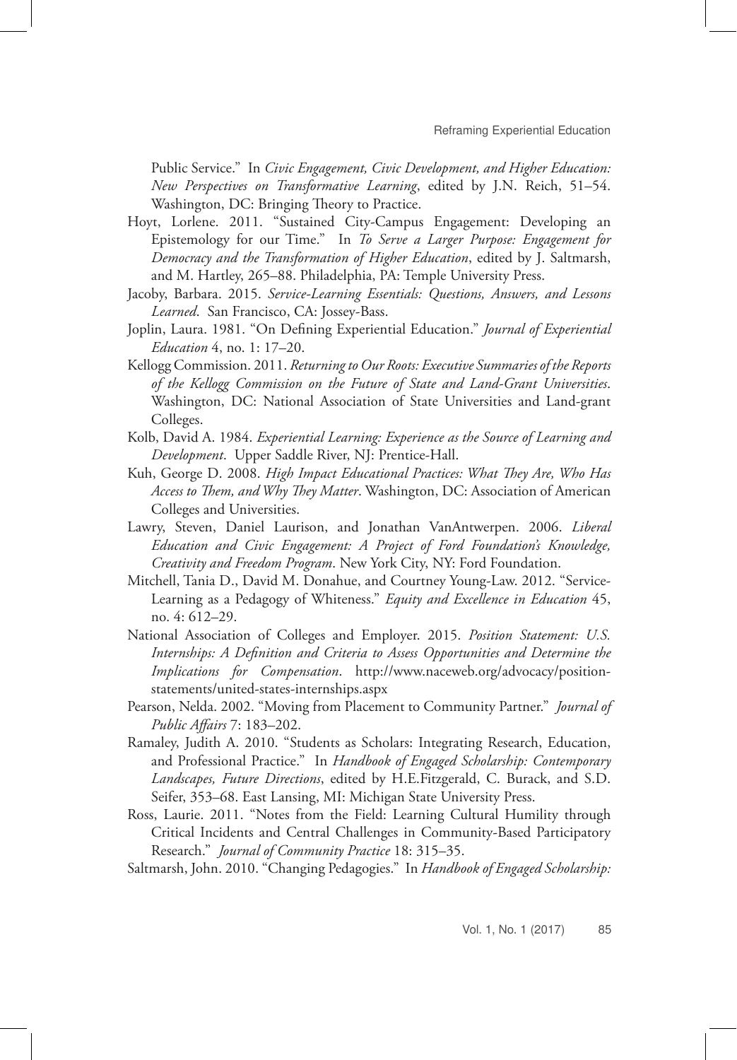Public Service." In *Civic Engagement, Civic Development, and Higher Education: New Perspectives on Transformative Learning*, edited by J.N. Reich, 51–54. Washington, DC: Bringing Theory to Practice.

Hoyt, Lorlene. 2011. "Sustained City-Campus Engagement: Developing an Epistemology for our Time." In *To Serve a Larger Purpose: Engagement for Democracy and the Transformation of Higher Education*, edited by J. Saltmarsh, and M. Hartley, 265–88. Philadelphia, PA: Temple University Press.

Jacoby, Barbara. 2015. *Service-Learning Essentials: Questions, Answers, and Lessons Learned*. San Francisco, CA: Jossey-Bass.

Joplin, Laura. 1981. "On Defining Experiential Education." *Journal of Experiential Education* 4, no. 1: 17–20.

Kellogg Commission. 2011. *Returning to Our Roots: Executive Summaries of the Reports of the Kellogg Commission on the Future of State and Land-Grant Universities*. Washington, DC: National Association of State Universities and Land-grant Colleges.

Kolb, David A. 1984. *Experiential Learning: Experience as the Source of Learning and Development*. Upper Saddle River, NJ: Prentice-Hall.

Kuh, George D. 2008. *High Impact Educational Practices: What They Are, Who Has Access to Them, and Why They Matter*. Washington, DC: Association of American Colleges and Universities.

Lawry, Steven, Daniel Laurison, and Jonathan VanAntwerpen. 2006. *Liberal Education and Civic Engagement: A Project of Ford Foundation's Knowledge, Creativity and Freedom Program*. New York City, NY: Ford Foundation.

Mitchell, Tania D., David M. Donahue, and Courtney Young-Law. 2012. "Service-Learning as a Pedagogy of Whiteness." *Equity and Excellence in Education* 45, no. 4: 612–29.

National Association of Colleges and Employer. 2015. *Position Statement: U.S. Internships: A Definition and Criteria to Assess Opportunities and Determine the Implications for Compensation*. http://www.naceweb.org/advocacy/position-statements/united-states-internships.aspx

Pearson, Nelda. 2002. "Moving from Placement to Community Partner." *Journal of Public Affairs* 7: 183–202.

Ramaley, Judith A. 2010. "Students as Scholars: Integrating Research, Education, and Professional Practice." In *Handbook of Engaged Scholarship: Contemporary Landscapes, Future Directions*, edited by H.E.Fitzgerald, C. Burack, and S.D. Seifer, 353–68. East Lansing, MI: Michigan State University Press.

Ross, Laurie. 2011. "Notes from the Field: Learning Cultural Humility through Critical Incidents and Central Challenges in Community-Based Participatory Research." *Journal of Community Practice* 18: 315–35.

Saltmarsh, John. 2010. "Changing Pedagogies." In *Handbook of Engaged Scholarship:*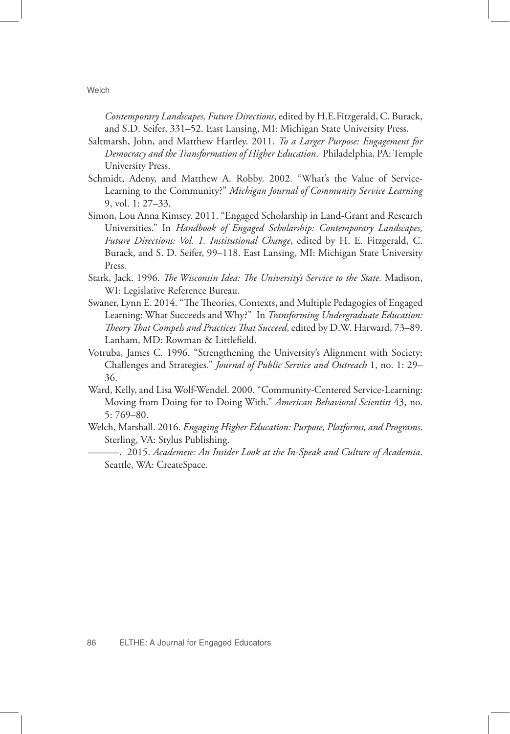*Contemporary Landscapes, Future Directions*, edited by H.E.Fitzgerald, C. Burack, and S.D. Seifer, 331–52. East Lansing, MI: Michigan State University Press.

Saltmarsh, John, and Matthew Hartley. 2011. *To a Larger Purpose: Engagement for Democracy and the Transformation of Higher Education*. Philadelphia, PA: Temple University Press.

Schmidt, Adeny, and Matthew A. Robby. 2002. "What's the Value of Service-Learning to the Community?" *Michigan Journal of Community Service Learning* 9, vol. 1: 27–33.

Simon, Lou Anna Kimsey. 2011. "Engaged Scholarship in Land-Grant and Research Universities." In *Handbook of Engaged Scholarship: Contemporary Landscapes, Future Directions: Vol. 1. Institutional Change*, edited by H. E. Fitzgerald, C. Burack, and S. D. Seifer, 99–118. East Lansing, MI: Michigan State University Press.

Stark, Jack. 1996. *The Wisconsin Idea: The University's Service to the State.* Madison, WI: Legislative Reference Bureau.

Swaner, Lynn E. 2014. "The Theories, Contexts, and Multiple Pedagogies of Engaged Learning: What Succeeds and Why?" In *Transforming Undergraduate Education: Theory That Compels and Practices That Succeed*, edited by D.W. Harward, 73–89. Lanham, MD: Rowman & Littlefield.

Votruba, James C. 1996. "Strengthening the University's Alignment with Society: Challenges and Strategies." *Journal of Public Service and Outreach* 1, no. 1: 29–36.

Ward, Kelly, and Lisa Wolf-Wendel. 2000. "Community-Centered Service-Learning: Moving from Doing for to Doing With." *American Behavioral Scientist* 43, no. 5: 769–80.

Welch, Marshall. 2016. *Engaging Higher Education: Purpose, Platforms, and Programs*. Sterling, VA: Stylus Publishing.

———. 2015. *Academese: An Insider Look at the In-Speak and Culture of Academia*. Seattle, WA: CreateSpace.